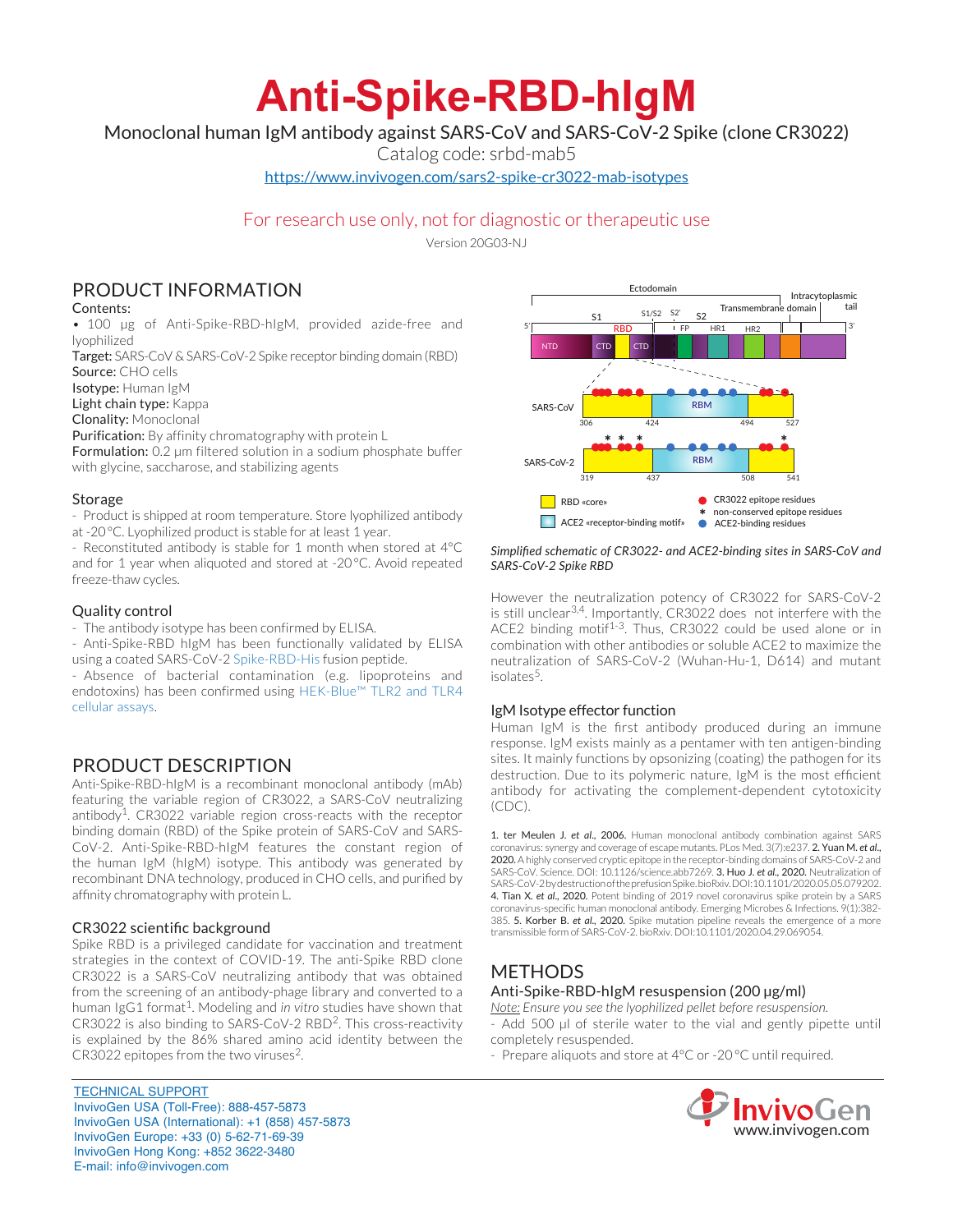# Anti-Spike-RBD-hIgM

Monoclonal human IgM antibody against SARS-CoV and SARS-CoV-2 Spike (clone CR3022)

Catalog code: srbd-mab5

https://www.invivogen.com/sars2-spike-cr3022-mab-isotypes

For research use only, not for diagnostic or therapeutic use

Version 20G03-NJ

## PRODUCT INFORMATION

Contents:

- 100 µg of Anti-Spike-RBD-hIgM, provided azide-free and lyophilized

**Target:** SARS-CoV & SARS-CoV-2 Spike receptor binding domain (RBD)
**Source:** CHO cells
**Isotype:** Human IgM
**Light chain type:** Kappa
**Clonality:** Monoclonal
**Purification:** By affinity chromatography with protein L
**Formulation:** 0.2 µm filtered solution in a sodium phosphate buffer with glycine, saccharose, and stabilizing agents

### Storage

- Product is shipped at room temperature. Store lyophilized antibody at -20 °C. Lyophilized product is stable for at least 1 year.
- Reconstituted antibody is stable for 1 month when stored at 4°C and for 1 year when aliquoted and stored at -20 °C. Avoid repeated freeze-thaw cycles.

### Quality control

- The antibody isotype has been confirmed by ELISA.
- Anti-Spike-RBD hIgM has been functionally validated by ELISA using a coated SARS-CoV-2 Spike-RBD-His fusion peptide.
- Absence of bacterial contamination (e.g. lipoproteins and endotoxins) has been confirmed using HEK-Blue™ TLR2 and TLR4 cellular assays.

## PRODUCT DESCRIPTION

Anti-Spike-RBD-hIgM is a recombinant monoclonal antibody (mAb) featuring the variable region of CR3022, a SARS-CoV neutralizing antibody[1]. CR3022 variable region cross-reacts with the receptor binding domain (RBD) of the Spike protein of SARS-CoV and SARS-CoV-2. Anti-Spike-RBD-hIgM features the constant region of the human IgM (hIgM) isotype. This antibody was generated by recombinant DNA technology, produced in CHO cells, and purified by affinity chromatography with protein L.

### CR3022 scientific background

Spike RBD is a privileged candidate for vaccination and treatment strategies in the context of COVID-19. The anti-Spike RBD clone CR3022 is a SARS-CoV neutralizing antibody that was obtained from the screening of an antibody-phage library and converted to a human IgG1 format[1]. Modeling and *in vitro* studies have shown that CR3022 is also binding to SARS-CoV-2 RBD[2]. This cross-reactivity is explained by the 86% shared amino acid identity between the CR3022 epitopes from the two viruses[2].

*Simplified schematic of CR3022- and ACE2-binding sites in SARS-CoV and SARS-CoV-2 Spike RBD*

However the neutralization potency of CR3022 for SARS-CoV-2 is still unclear[3,4]. Importantly, CR3022 does not interfere with the ACE2 binding motif[1-3]. Thus, CR3022 could be used alone or in combination with other antibodies or soluble ACE2 to maximize the neutralization of SARS-CoV-2 (Wuhan-Hu-1, D614) and mutant isolates[5].

### IgM Isotype effector function

Human IgM is the first antibody produced during an immune response. IgM exists mainly as a pentamer with ten antigen-binding sites. It mainly functions by opsonizing (coating) the pathogen for its destruction. Due to its polymeric nature, IgM is the most efficient antibody for activating the complement-dependent cytotoxicity (CDC).

1. ter Meulen J. *et al.*, **2006.** Human monoclonal antibody combination against SARS coronavirus: synergy and coverage of escape mutants. PLos Med. 3(7):e237. 2. **Yuan M.** *et al.*, **2020.** A highly conserved cryptic epitope in the receptor-binding domains of SARS-CoV-2 and SARS-CoV. Science. DOI: 10.1126/science.abb7269. 3. **Huo J.** *et al.*, **2020.** Neutralization of SARS-CoV-2 by destruction of the prefusion Spike. bioRxiv. DOI:10.1101/2020.05.05.079202. 4. **Tian X.** *et al.*, **2020.** Potent binding of 2019 novel coronavirus spike protein by a SARS coronavirus-specific human monoclonal antibody. Emerging Microbes & Infections. 9(1):382-385. 5. **Korber B.** *et al.*, **2020.** Spike mutation pipeline reveals the emergence of a more transmissible form of SARS-CoV-2. bioRxiv. DOI:10.1101/2020.04.29.069054.

## METHODS

### Anti-Spike-RBD-hIgM resuspension (200 µg/ml)

*Note: Ensure you see the lyophilized pellet before resuspension.*

- Add 500 µl of sterile water to the vial and gently pipette until completely resuspended.
- Prepare aliquots and store at 4°C or -20 °C until required.

TECHNICAL SUPPORT
InvivoGen USA (Toll-Free): 888-457-5873
InvivoGen USA (International): +1 (858) 457-5873
InvivoGen Europe: +33 (0) 5-62-71-69-39
InvivoGen Hong Kong: +852 3622-3480
E-mail: info@invivogen.com

www.invivogen.com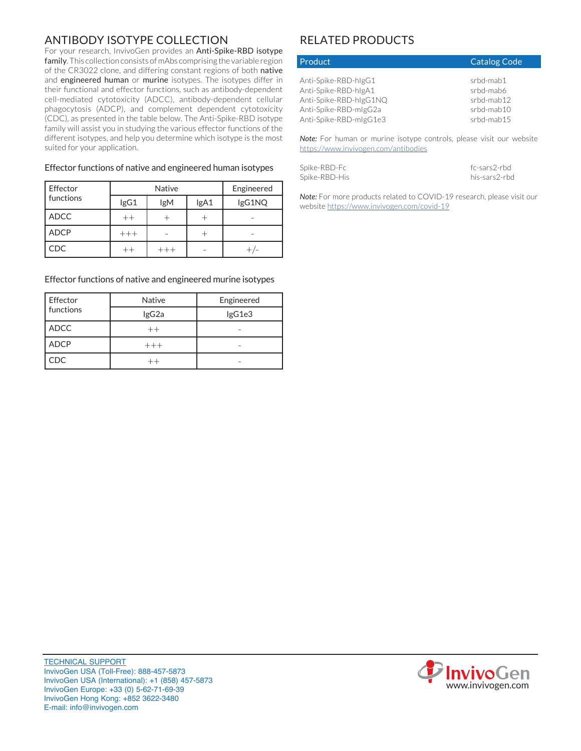## ANTIBODY ISOTYPE COLLECTION

For your research, InvivoGen provides an **Anti-Spike-RBD isotype family**. This collection consists of mAbs comprising the variable region of the CR3022 clone, and differing constant regions of both **native** and **engineered human** or **murine** isotypes. The isotypes differ in their functional and effector functions, such as antibody-dependent cell-mediated cytotoxicity (ADCC), antibody-dependent cellular phagocytosis (ADCP), and complement dependent cytotoxicity (CDC), as presented in the table below. The Anti-Spike-RBD isotype family will assist you in studying the various effector functions of the different isotypes, and help you determine which isotype is the most suited for your application.

Effector functions of native and engineered human isotypes

| Effector functions | Native | | | Engineered |
|---|---|---|---|---|
| | IgG1 | IgM | IgA1 | IgG1NQ |
| ADCC | ++ | + | + | - |
| ADCP | +++ | - | + | - |
| CDC | ++ | +++ | - | +/- |

Effector functions of native and engineered murine isotypes

| Effector functions | Native | Engineered |
|---|---|---|
| | IgG2a | IgG1e3 |
| ADCC | ++ | - |
| ADCP | +++ | - |
| CDC | ++ | - |

## RELATED PRODUCTS

| Product | Catalog Code |
|---|---|
| Anti-Spike-RBD-hIgG1 | srbd-mab1 |
| Anti-Spike-RBD-hIgA1 | srbd-mab6 |
| Anti-Spike-RBD-hIgG1NQ | srbd-mab12 |
| Anti-Spike-RBD-mIgG2a | srbd-mab10 |
| Anti-Spike-RBD-mIgG1e3 | srbd-mab15 |

***Note:*** For human or murine isotype controls, please visit our website https://www.invivogen.com/antibodies

| Product | Catalog Code |
|---|---|
| Spike-RBD-Fc | fc-sars2-rbd |
| Spike-RBD-His | his-sars2-rbd |

***Note:*** For more products related to COVID-19 research, please visit our website https://www.invivogen.com/covid-19

TECHNICAL SUPPORT
InvivoGen USA (Toll-Free): 888-457-5873
InvivoGen USA (International): +1 (858) 457-5873
InvivoGen Europe: +33 (0) 5-62-71-69-39
InvivoGen Hong Kong: +852 3622-3480
E-mail: info@invivogen.com

InvivoGen
www.invivogen.com